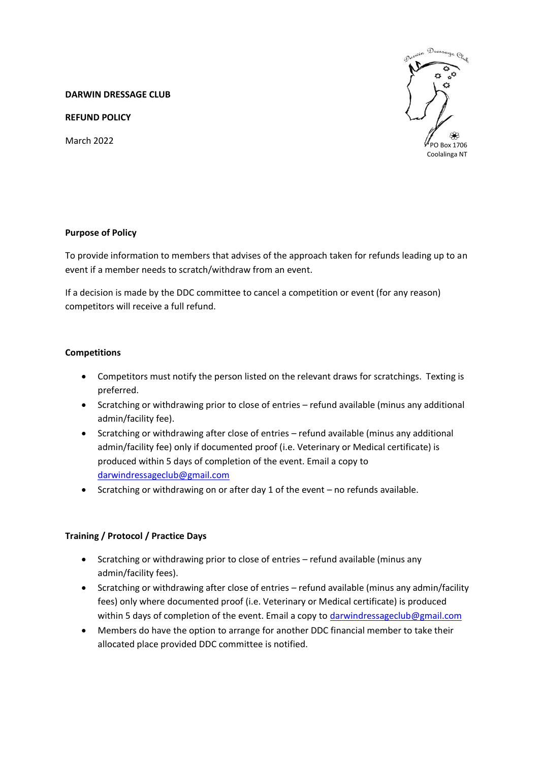**DARWIN DRESSAGE CLUB**

**REFUND POLICY**

March 2022

PO Box 1706
Coolalinga NT

**Purpose of Policy**

To provide information to members that advises of the approach taken for refunds leading up to an event if a member needs to scratch/withdraw from an event.

If a decision is made by the DDC committee to cancel a competition or event (for any reason) competitors will receive a full refund.

**Competitions**

- Competitors must notify the person listed on the relevant draws for scratchings. Texting is preferred.
- Scratching or withdrawing prior to close of entries – refund available (minus any additional admin/facility fee).
- Scratching or withdrawing after close of entries – refund available (minus any additional admin/facility fee) only if documented proof (i.e. Veterinary or Medical certificate) is produced within 5 days of completion of the event. Email a copy to darwindressageclub@gmail.com
- Scratching or withdrawing on or after day 1 of the event – no refunds available.

**Training / Protocol / Practice Days**

- Scratching or withdrawing prior to close of entries – refund available (minus any admin/facility fees).
- Scratching or withdrawing after close of entries – refund available (minus any admin/facility fees) only where documented proof (i.e. Veterinary or Medical certificate) is produced within 5 days of completion of the event. Email a copy to darwindressageclub@gmail.com
- Members do have the option to arrange for another DDC financial member to take their allocated place provided DDC committee is notified.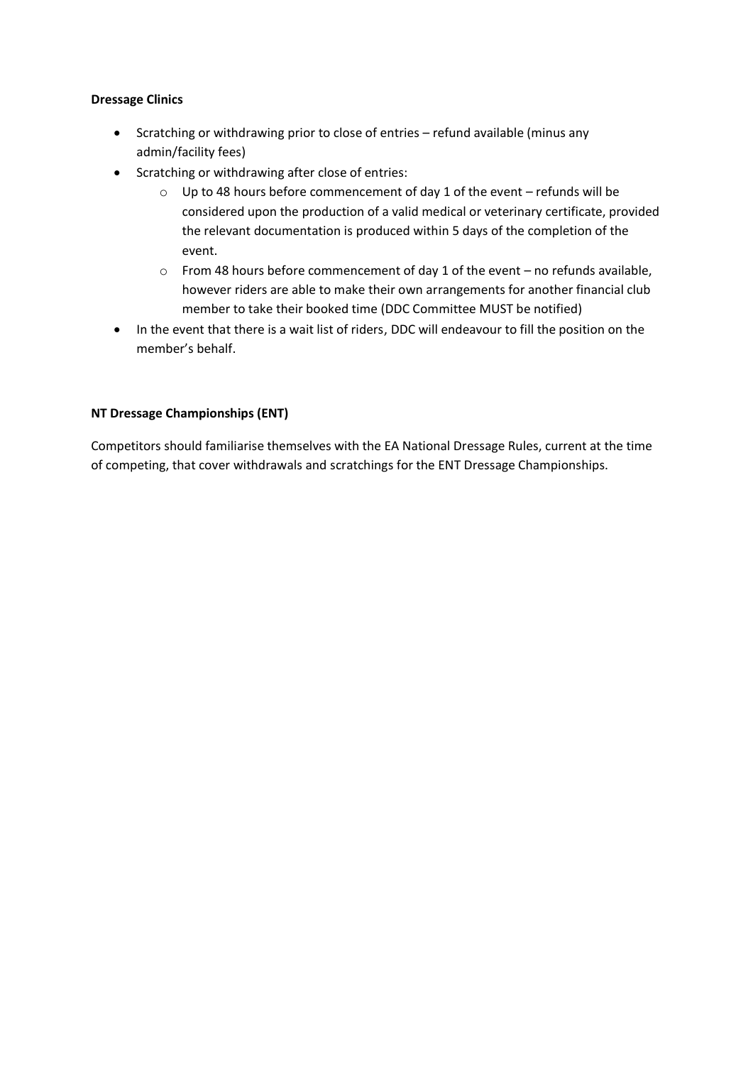**Dressage Clinics**

- Scratching or withdrawing prior to close of entries – refund available (minus any admin/facility fees)
- Scratching or withdrawing after close of entries:
  - Up to 48 hours before commencement of day 1 of the event – refunds will be considered upon the production of a valid medical or veterinary certificate, provided the relevant documentation is produced within 5 days of the completion of the event.
  - From 48 hours before commencement of day 1 of the event – no refunds available, however riders are able to make their own arrangements for another financial club member to take their booked time (DDC Committee MUST be notified)
- In the event that there is a wait list of riders, DDC will endeavour to fill the position on the member's behalf.

**NT Dressage Championships (ENT)**

Competitors should familiarise themselves with the EA National Dressage Rules, current at the time of competing, that cover withdrawals and scratchings for the ENT Dressage Championships.